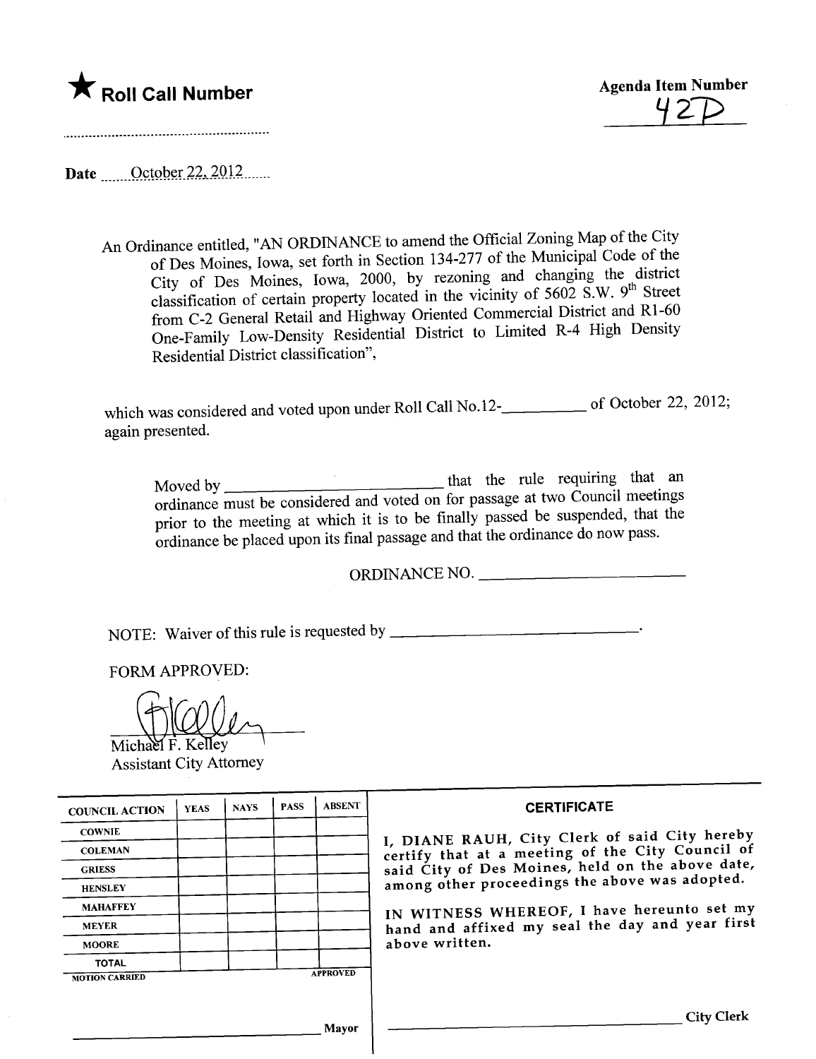★ **Roll Call Number**

**Agenda Item Number**
42D

..........................................................

**Date** ......October 22, 2012......

An Ordinance entitled, "AN ORDINANCE to amend the Official Zoning Map of the City of Des Moines, Iowa, set forth in Section 134-277 of the Municipal Code of the City of Des Moines, Iowa, 2000, by rezoning and changing the district classification of certain property located in the vicinity of 5602 S.W. 9th Street from C-2 General Retail and Highway Oriented Commercial District and R1-60 One-Family Low-Density Residential District to Limited R-4 High Density Residential District classification",

which was considered and voted upon under Roll Call No.12-__________ of October 22, 2012; again presented.

Moved by __________________________ that the rule requiring that an ordinance must be considered and voted on for passage at two Council meetings prior to the meeting at which it is to be finally passed be suspended, that the ordinance be placed upon its final passage and that the ordinance do now pass.

ORDINANCE NO. ________________________

NOTE: Waiver of this rule is requested by ______________________________.

FORM APPROVED:

Michael F. Kelley
Assistant City Attorney

| COUNCIL ACTION | YEAS | NAYS | PASS | ABSENT |
|---|---|---|---|---|
| COWNIE | | | | |
| COLEMAN | | | | |
| GRIESS | | | | |
| HENSLEY | | | | |
| MAHAFFEY | | | | |
| MEYER | | | | |
| MOORE | | | | |
| TOTAL | | | | |

MOTION CARRIED APPROVED

______________________________ Mayor

**CERTIFICATE**

I, DIANE RAUH, City Clerk of said City hereby certify that at a meeting of the City Council of said City of Des Moines, held on the above date, among other proceedings the above was adopted.

IN WITNESS WHEREOF, I have hereunto set my hand and affixed my seal the day and year first above written.

______________________________ City Clerk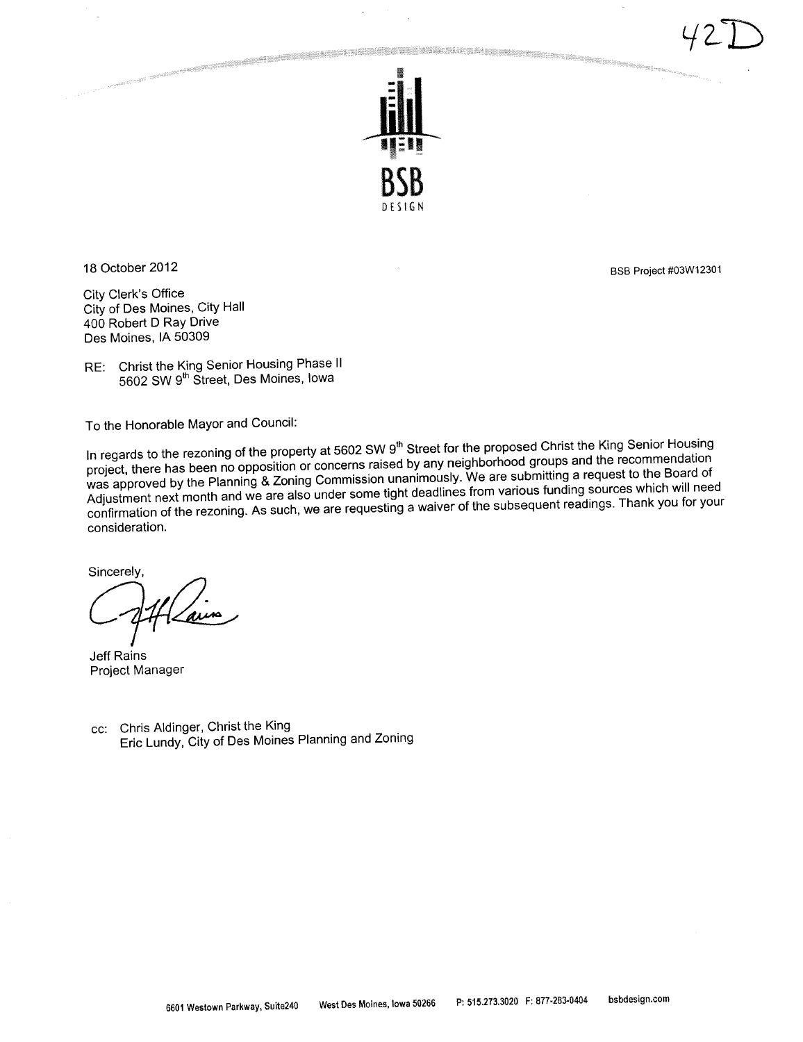42D

BSB

DESIGN

18 October 2012

BSB Project #03W12301

City Clerk's Office
City of Des Moines, City Hall
400 Robert D Ray Drive
Des Moines, IA 50309

RE: Christ the King Senior Housing Phase II
5602 SW 9th Street, Des Moines, Iowa

To the Honorable Mayor and Council:

In regards to the rezoning of the property at 5602 SW 9th Street for the proposed Christ the King Senior Housing project, there has been no opposition or concerns raised by any neighborhood groups and the recommendation was approved by the Planning & Zoning Commission unanimously. We are submitting a request to the Board of Adjustment next month and we are also under some tight deadlines from various funding sources which will need confirmation of the rezoning. As such, we are requesting a waiver of the subsequent readings. Thank you for your consideration.

Sincerely,

Jeff Rains
Project Manager

cc: Chris Aldinger, Christ the King
Eric Lundy, City of Des Moines Planning and Zoning

6601 Westown Parkway, Suite240 West Des Moines, Iowa 50266 P: 515.273.3020 F: 877-283-0404 bsbdesign.com